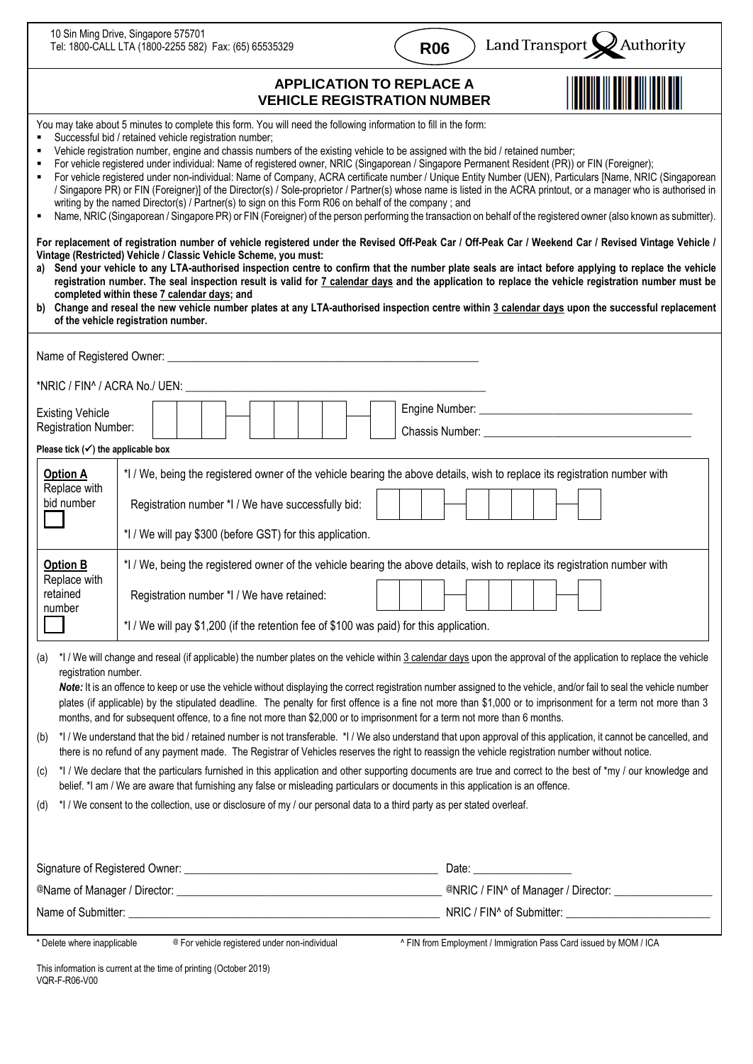10 Sin Ming Drive, Singapore 575701
Tel: 1800-CALL LTA (1800-2255 582) Fax: (65) 65535329

**R06**

Land Transport Authority

# APPLICATION TO REPLACE A VEHICLE REGISTRATION NUMBER

You may take about 5 minutes to complete this form. You will need the following information to fill in the form:

- Successful bid / retained vehicle registration number;
- Vehicle registration number, engine and chassis numbers of the existing vehicle to be assigned with the bid / retained number;
- For vehicle registered under individual: Name of registered owner, NRIC (Singaporean / Singapore Permanent Resident (PR)) or FIN (Foreigner);
- For vehicle registered under non-individual: Name of Company, ACRA certificate number / Unique Entity Number (UEN), Particulars [Name, NRIC (Singaporean / Singapore PR) or FIN (Foreigner)] of the Director(s) / Sole-proprietor / Partner(s) whose name is listed in the ACRA printout, or a manager who is authorised in writing by the named Director(s) / Partner(s) to sign on this Form R06 on behalf of the company ; and
- Name, NRIC (Singaporean / Singapore PR) or FIN (Foreigner) of the person performing the transaction on behalf of the registered owner (also known as submitter).

**For replacement of registration number of vehicle registered under the Revised Off-Peak Car / Off-Peak Car / Weekend Car / Revised Vintage Vehicle / Vintage (Restricted) Vehicle / Classic Vehicle Scheme, you must:**

**a) Send your vehicle to any LTA-authorised inspection centre to confirm that the number plate seals are intact before applying to replace the vehicle registration number. The seal inspection result is valid for 7 calendar days and the application to replace the vehicle registration number must be completed within these 7 calendar days; and**

**b) Change and reseal the new vehicle number plates at any LTA-authorised inspection centre within 3 calendar days upon the successful replacement of the vehicle registration number.**

Name of Registered Owner: ____________________________________________

*NRIC / FIN^ / ACRA No./ UEN: ____________________________________________

Existing Vehicle Registration Number: [ ][ ][ ] — [ ][ ][ ][ ] — [ ]

Engine Number: ______________________________

Chassis Number: ______________________________

**Please tick (✓) the applicable box**

| | |
|---|---|
| **Option A** Replace with bid number ☐ | *I / We, being the registered owner of the vehicle bearing the above details, wish to replace its registration number with<br>Registration number *I / We have successfully bid: [ ][ ][ ] — [ ][ ][ ][ ] — [ ]<br>*I / We will pay $300 (before GST) for this application. |
| **Option B** Replace with retained number ☐ | *I / We, being the registered owner of the vehicle bearing the above details, wish to replace its registration number with<br>Registration number *I / We have retained: [ ][ ][ ] — [ ][ ][ ][ ] — [ ]<br>*I / We will pay $1,200 (if the retention fee of $100 was paid) for this application. |

(a) *I / We will change and reseal (if applicable) the number plates on the vehicle within 3 calendar days upon the approval of the application to replace the vehicle registration number.
***Note:*** It is an offence to keep or use the vehicle without displaying the correct registration number assigned to the vehicle, and/or fail to seal the vehicle number plates (if applicable) by the stipulated deadline. The penalty for first offence is a fine not more than $1,000 or to imprisonment for a term not more than 3 months, and for subsequent offence, to a fine not more than $2,000 or to imprisonment for a term not more than 6 months.

(b) *I / We understand that the bid / retained number is not transferable. *I / We also understand that upon approval of this application, it cannot be cancelled, and there is no refund of any payment made. The Registrar of Vehicles reserves the right to reassign the vehicle registration number without notice.

(c) *I / We declare that the particulars furnished in this application and other supporting documents are true and correct to the best of *my / our knowledge and belief. *I am / We are aware that furnishing any false or misleading particulars or documents in this application is an offence.

(d) *I / We consent to the collection, use or disclosure of my / our personal data to a third party as per stated overleaf.

Signature of Registered Owner: ______________________________ Date: ______________

@Name of Manager / Director: ______________________________ @NRIC / FIN^ of Manager / Director: ______________

Name of Submitter: ______________________________ NRIC / FIN^ of Submitter: ______________

\* Delete where inapplicable &nbsp;&nbsp; @ For vehicle registered under non-individual &nbsp;&nbsp; ^ FIN from Employment / Immigration Pass Card issued by MOM / ICA

This information is current at the time of printing (October 2019)
VQR-F-R06-V00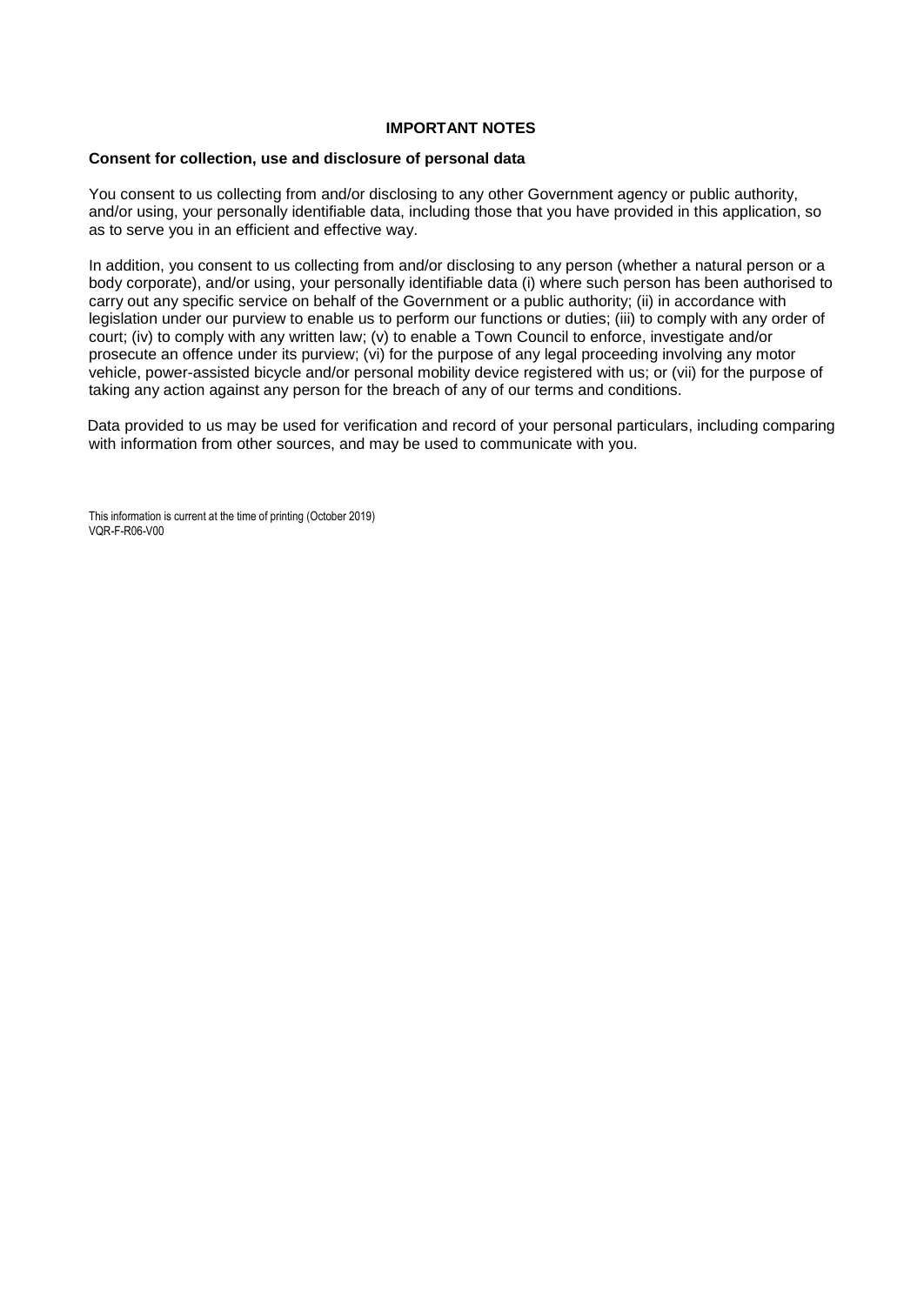## IMPORTANT NOTES

**Consent for collection, use and disclosure of personal data**

You consent to us collecting from and/or disclosing to any other Government agency or public authority, and/or using, your personally identifiable data, including those that you have provided in this application, so as to serve you in an efficient and effective way.

In addition, you consent to us collecting from and/or disclosing to any person (whether a natural person or a body corporate), and/or using, your personally identifiable data (i) where such person has been authorised to carry out any specific service on behalf of the Government or a public authority; (ii) in accordance with legislation under our purview to enable us to perform our functions or duties; (iii) to comply with any order of court; (iv) to comply with any written law; (v) to enable a Town Council to enforce, investigate and/or prosecute an offence under its purview; (vi) for the purpose of any legal proceeding involving any motor vehicle, power-assisted bicycle and/or personal mobility device registered with us; or (vii) for the purpose of taking any action against any person for the breach of any of our terms and conditions.

Data provided to us may be used for verification and record of your personal particulars, including comparing with information from other sources, and may be used to communicate with you.

This information is current at the time of printing (October 2019)
VQR-F-R06-V00